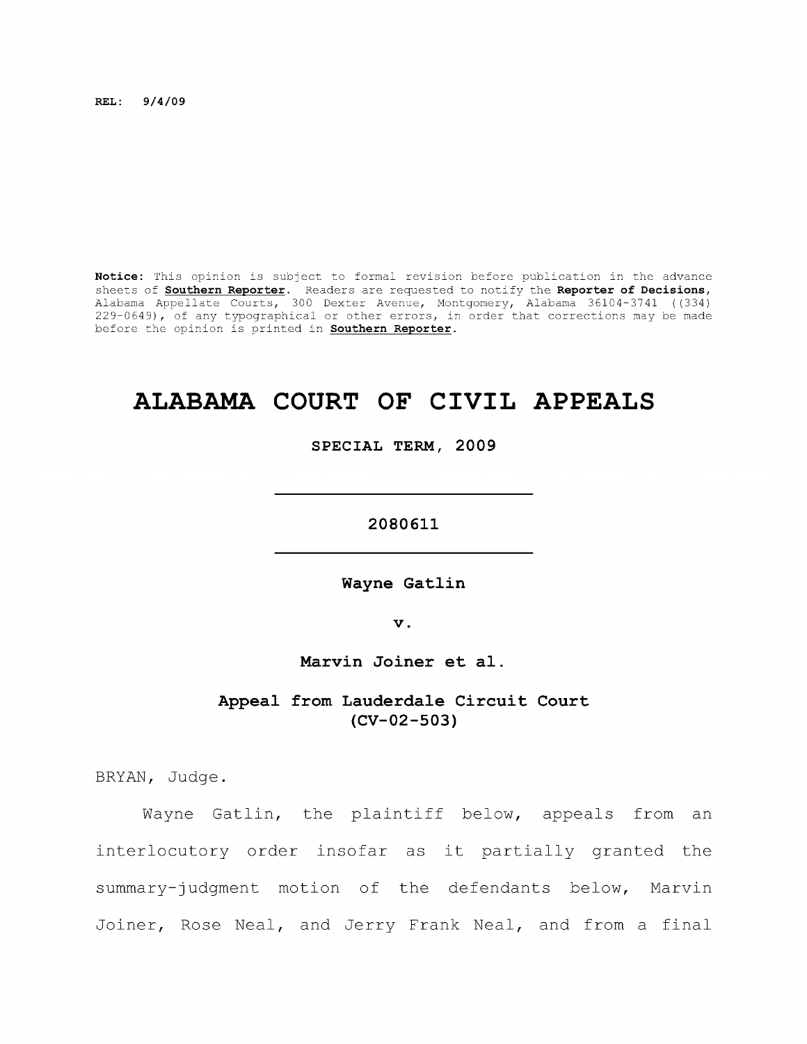**REL: 9/4/09**

**Notice:** This opinion is subject to formal revision before publication in the advance sheets of **Southern Reporter**. Readers are requested to notify the **Reporter of Decisions**, Alabama Appellate Courts, 300 Dexter Avenue, Montgomery, Alabama 36104-3741 ((334) 229-0649), of any typographical or other errors, in order that corrections may be made before the opinion is printed in **Southern Reporter**.

# ALABAMA COURT OF CIVIL APPEALS

**SPECIAL TERM, 2009**

---

**2080611**

---

**Wayne Gatlin**

**v.**

**Marvin Joiner et al.**

**Appeal from Lauderdale Circuit Court (CV-02-503)**

BRYAN, Judge.

Wayne Gatlin, the plaintiff below, appeals from an interlocutory order insofar as it partially granted the summary-judgment motion of the defendants below, Marvin Joiner, Rose Neal, and Jerry Frank Neal, and from a final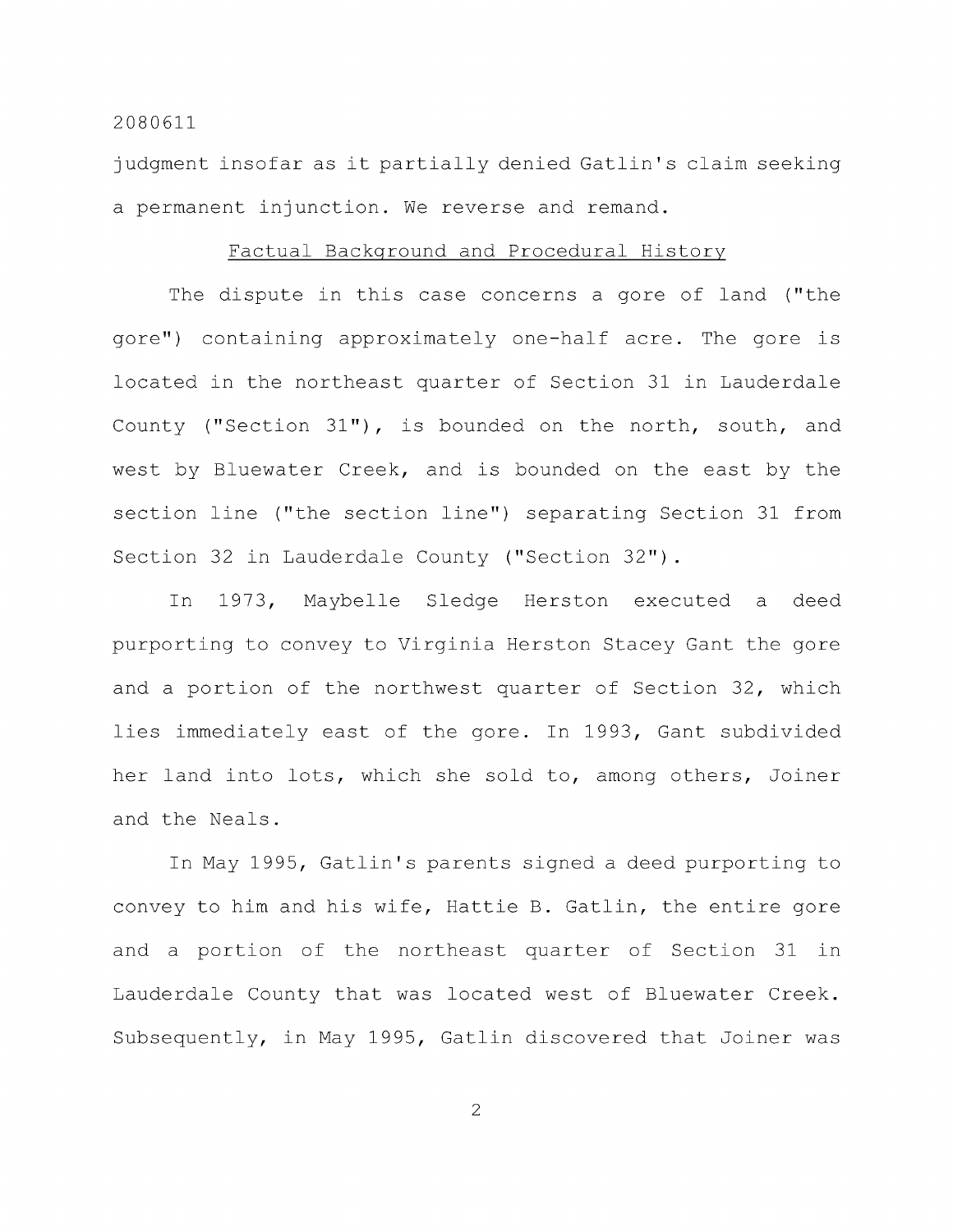judgment insofar as it partially denied Gatlin's claim seeking a permanent injunction. We reverse and remand.

## Factual Background and Procedural History

The dispute in this case concerns a gore of land ("the gore") containing approximately one-half acre. The gore is located in the northeast quarter of Section 31 in Lauderdale County ("Section 31"), is bounded on the north, south, and west by Bluewater Creek, and is bounded on the east by the section line ("the section line") separating Section 31 from Section 32 in Lauderdale County ("Section 32").

In 1973, Maybelle Sledge Herston executed a deed purporting to convey to Virginia Herston Stacey Gant the gore and a portion of the northwest quarter of Section 32, which lies immediately east of the gore. In 1993, Gant subdivided her land into lots, which she sold to, among others, Joiner and the Neals.

In May 1995, Gatlin's parents signed a deed purporting to convey to him and his wife, Hattie B. Gatlin, the entire gore and a portion of the northeast quarter of Section 31 in Lauderdale County that was located west of Bluewater Creek. Subsequently, in May 1995, Gatlin discovered that Joiner was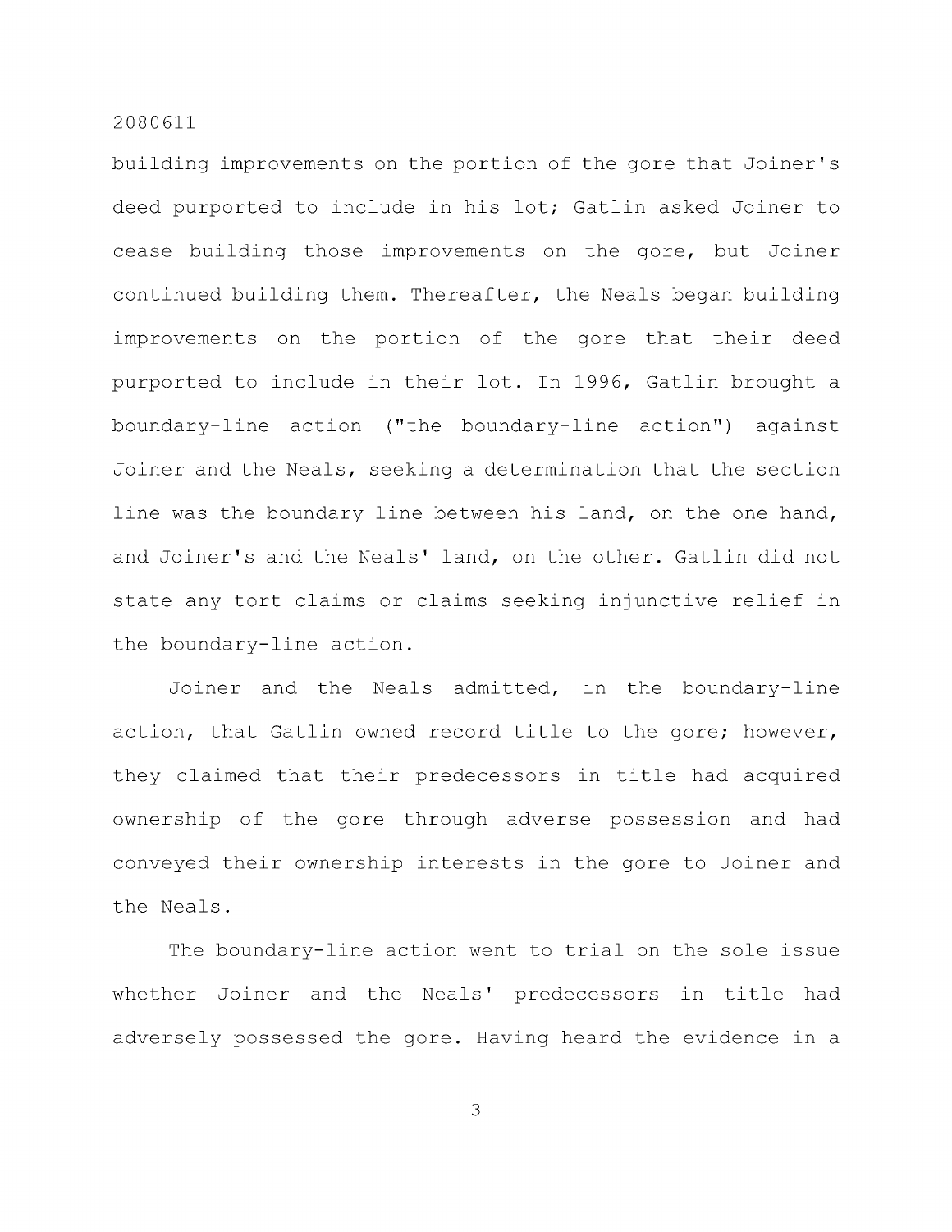building improvements on the portion of the gore that Joiner's deed purported to include in his lot; Gatlin asked Joiner to cease building those improvements on the gore, but Joiner continued building them. Thereafter, the Neals began building improvements on the portion of the gore that their deed purported to include in their lot. In 1996, Gatlin brought a boundary-line action ("the boundary-line action") against Joiner and the Neals, seeking a determination that the section line was the boundary line between his land, on the one hand, and Joiner's and the Neals' land, on the other. Gatlin did not state any tort claims or claims seeking injunctive relief in the boundary-line action.

Joiner and the Neals admitted, in the boundary-line action, that Gatlin owned record title to the gore; however, they claimed that their predecessors in title had acquired ownership of the gore through adverse possession and had conveyed their ownership interests in the gore to Joiner and the Neals.

The boundary-line action went to trial on the sole issue whether Joiner and the Neals' predecessors in title had adversely possessed the gore. Having heard the evidence in a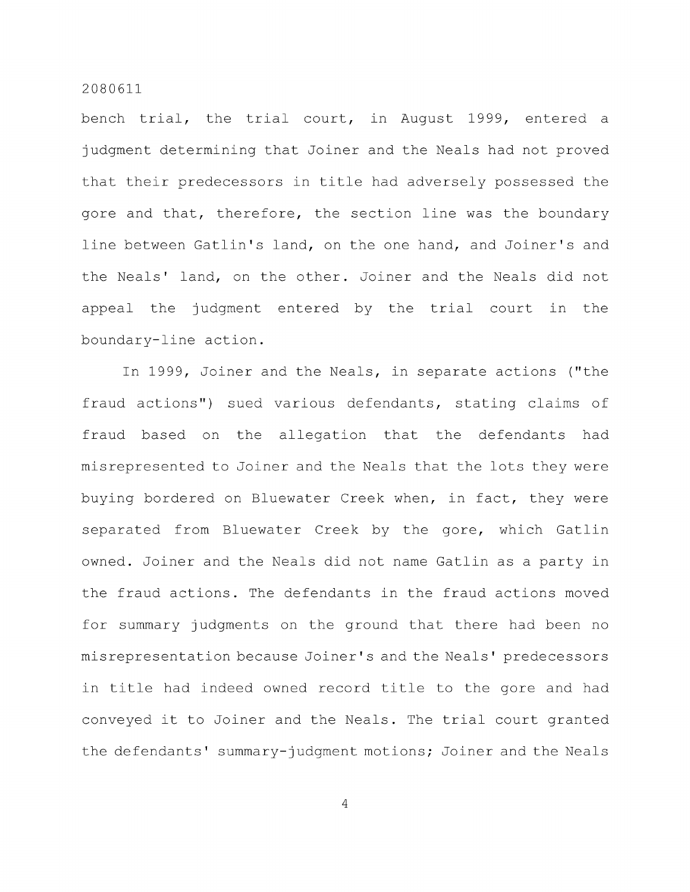bench trial, the trial court, in August 1999, entered a judgment determining that Joiner and the Neals had not proved that their predecessors in title had adversely possessed the gore and that, therefore, the section line was the boundary line between Gatlin's land, on the one hand, and Joiner's and the Neals' land, on the other. Joiner and the Neals did not appeal the judgment entered by the trial court in the boundary-line action.

In 1999, Joiner and the Neals, in separate actions ("the fraud actions") sued various defendants, stating claims of fraud based on the allegation that the defendants had misrepresented to Joiner and the Neals that the lots they were buying bordered on Bluewater Creek when, in fact, they were separated from Bluewater Creek by the gore, which Gatlin owned. Joiner and the Neals did not name Gatlin as a party in the fraud actions. The defendants in the fraud actions moved for summary judgments on the ground that there had been no misrepresentation because Joiner's and the Neals' predecessors in title had indeed owned record title to the gore and had conveyed it to Joiner and the Neals. The trial court granted the defendants' summary-judgment motions; Joiner and the Neals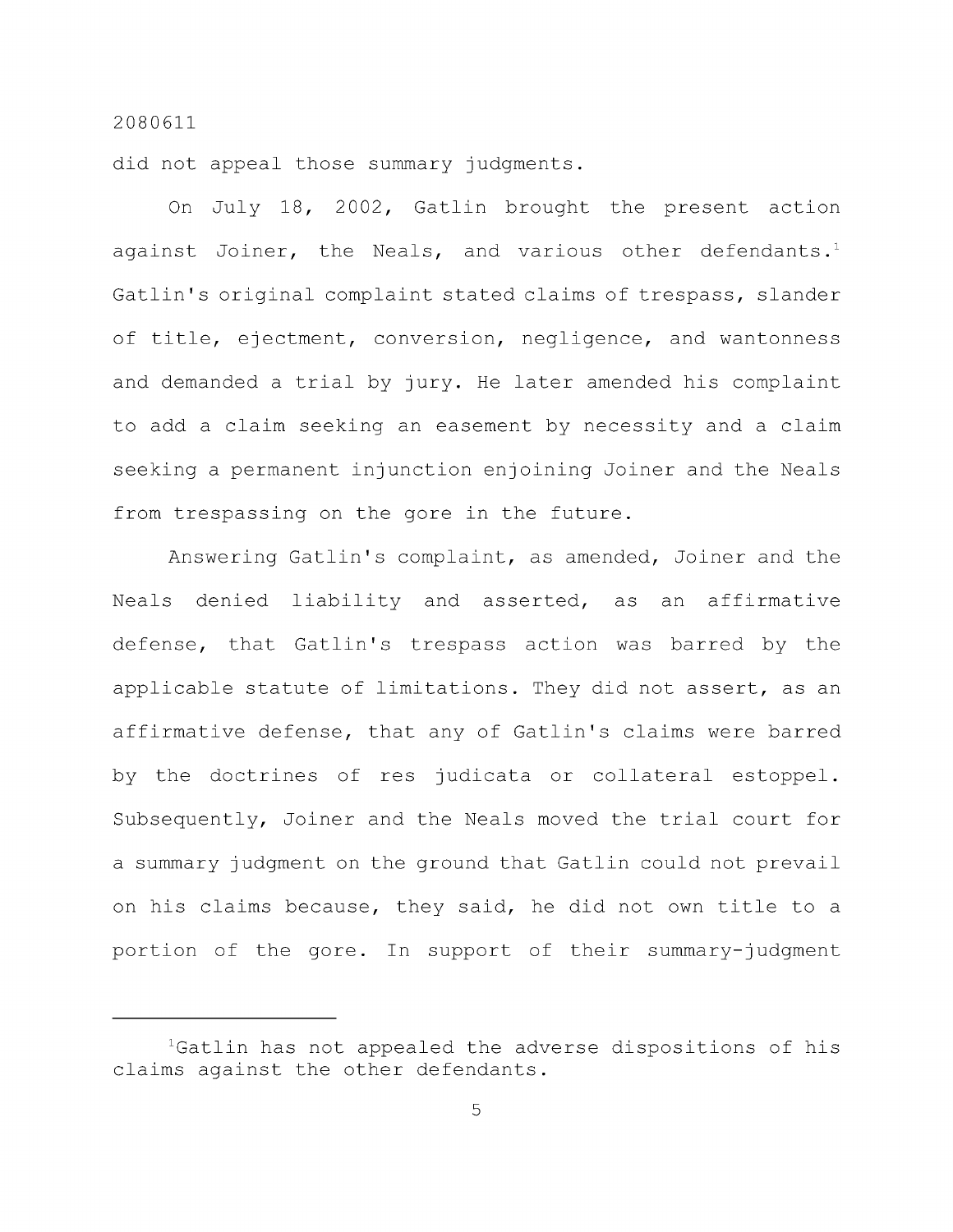did not appeal those summary judgments.

On July 18, 2002, Gatlin brought the present action against Joiner, the Neals, and various other defendants.[1] Gatlin's original complaint stated claims of trespass, slander of title, ejectment, conversion, negligence, and wantonness and demanded a trial by jury. He later amended his complaint to add a claim seeking an easement by necessity and a claim seeking a permanent injunction enjoining Joiner and the Neals from trespassing on the gore in the future.

Answering Gatlin's complaint, as amended, Joiner and the Neals denied liability and asserted, as an affirmative defense, that Gatlin's trespass action was barred by the applicable statute of limitations. They did not assert, as an affirmative defense, that any of Gatlin's claims were barred by the doctrines of res judicata or collateral estoppel. Subsequently, Joiner and the Neals moved the trial court for a summary judgment on the ground that Gatlin could not prevail on his claims because, they said, he did not own title to a portion of the gore. In support of their summary-judgment

---

[1]Gatlin has not appealed the adverse dispositions of his claims against the other defendants.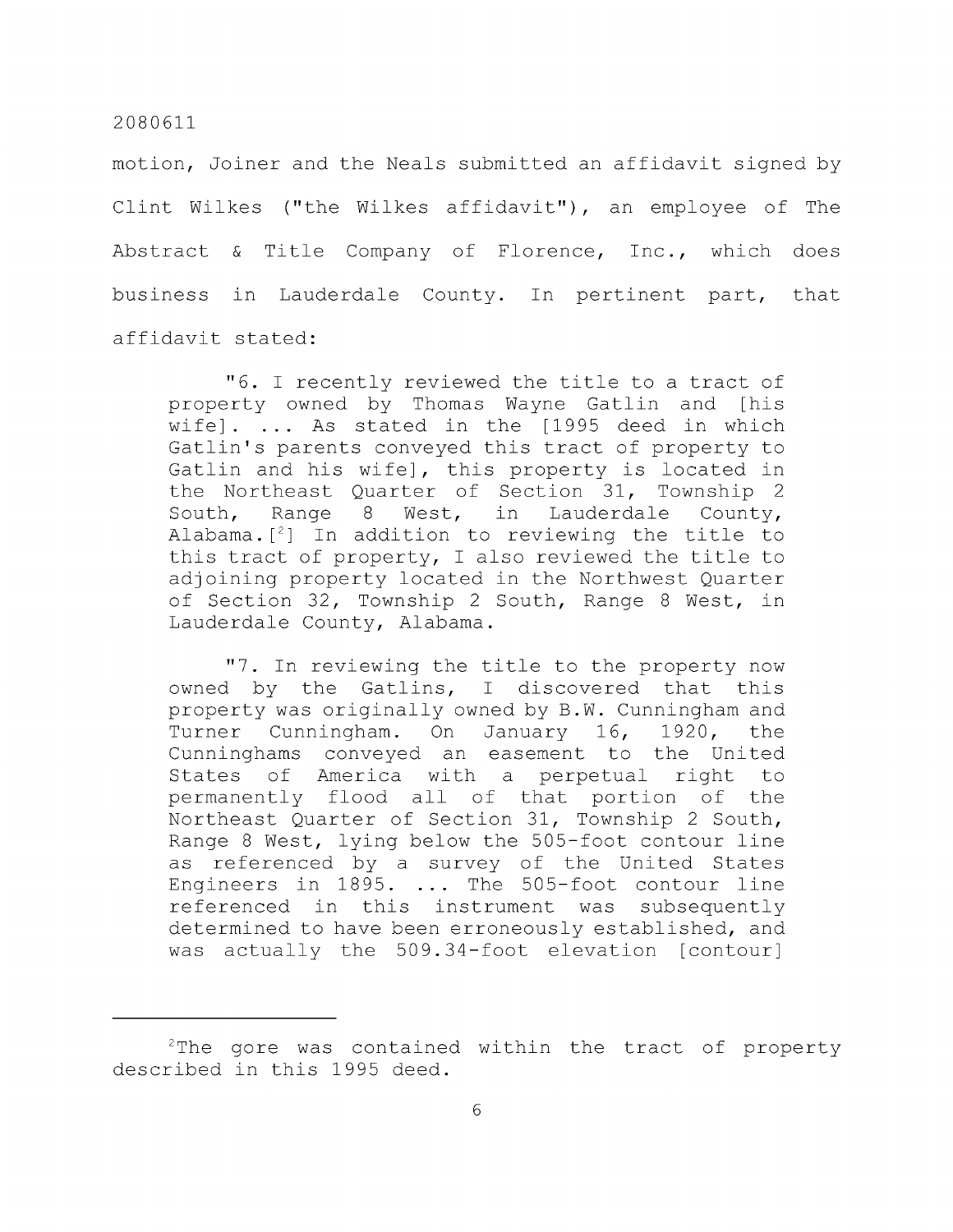motion, Joiner and the Neals submitted an affidavit signed by Clint Wilkes ("the Wilkes affidavit"), an employee of The Abstract & Title Company of Florence, Inc., which does business in Lauderdale County. In pertinent part, that affidavit stated:

> "6. I recently reviewed the title to a tract of property owned by Thomas Wayne Gatlin and [his wife]. ... As stated in the [1995 deed in which Gatlin's parents conveyed this tract of property to Gatlin and his wife], this property is located in the Northeast Quarter of Section 31, Township 2 South, Range 8 West, in Lauderdale County, Alabama.[2] In addition to reviewing the title to this tract of property, I also reviewed the title to adjoining property located in the Northwest Quarter of Section 32, Township 2 South, Range 8 West, in Lauderdale County, Alabama.
>
> "7. In reviewing the title to the property now owned by the Gatlins, I discovered that this property was originally owned by B.W. Cunningham and Turner Cunningham. On January 16, 1920, the Cunninghams conveyed an easement to the United States of America with a perpetual right to permanently flood all of that portion of the Northeast Quarter of Section 31, Township 2 South, Range 8 West, lying below the 505-foot contour line as referenced by a survey of the United States Engineers in 1895. ... The 505-foot contour line referenced in this instrument was subsequently determined to have been erroneously established, and was actually the 509.34-foot elevation [contour]

---

[2]The gore was contained within the tract of property described in this 1995 deed.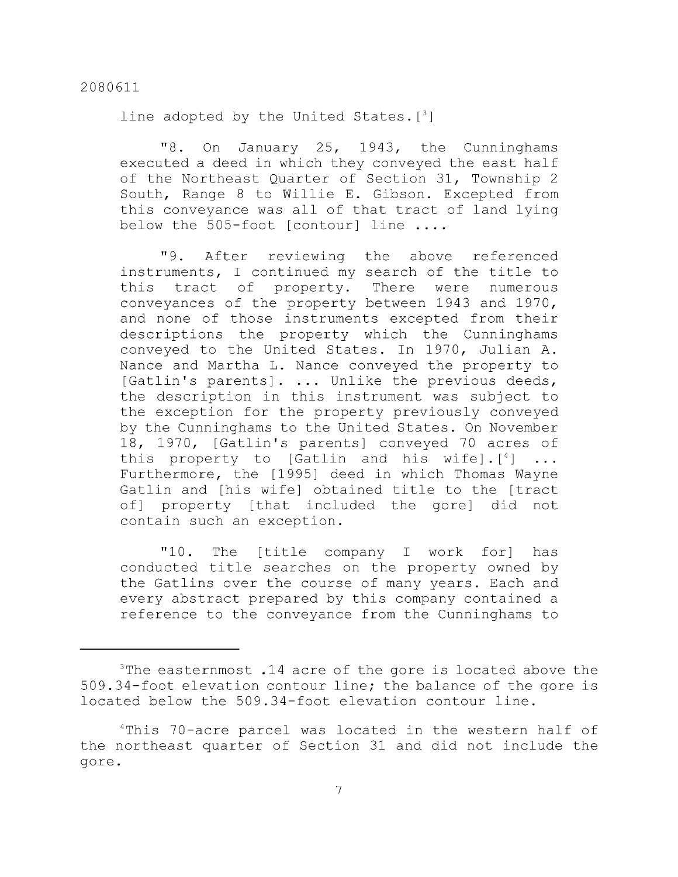line adopted by the United States.[3]

"8. On January 25, 1943, the Cunninghams executed a deed in which they conveyed the east half of the Northeast Quarter of Section 31, Township 2 South, Range 8 to Willie E. Gibson. Excepted from this conveyance was all of that tract of land lying below the 505-foot [contour] line ....

"9. After reviewing the above referenced instruments, I continued my search of the title to this tract of property. There were numerous conveyances of the property between 1943 and 1970, and none of those instruments excepted from their descriptions the property which the Cunninghams conveyed to the United States. In 1970, Julian A. Nance and Martha L. Nance conveyed the property to [Gatlin's parents]. ... Unlike the previous deeds, the description in this instrument was subject to the exception for the property previously conveyed by the Cunninghams to the United States. On November 18, 1970, [Gatlin's parents] conveyed 70 acres of this property to [Gatlin and his wife].[4] ... Furthermore, the [1995] deed in which Thomas Wayne Gatlin and [his wife] obtained title to the [tract of] property [that included the gore] did not contain such an exception.

"10. The [title company I work for] has conducted title searches on the property owned by the Gatlins over the course of many years. Each and every abstract prepared by this company contained a reference to the conveyance from the Cunninghams to

---

[3]The easternmost .14 acre of the gore is located above the 509.34-foot elevation contour line; the balance of the gore is located below the 509.34-foot elevation contour line.

[4]This 70-acre parcel was located in the western half of the northeast quarter of Section 31 and did not include the gore.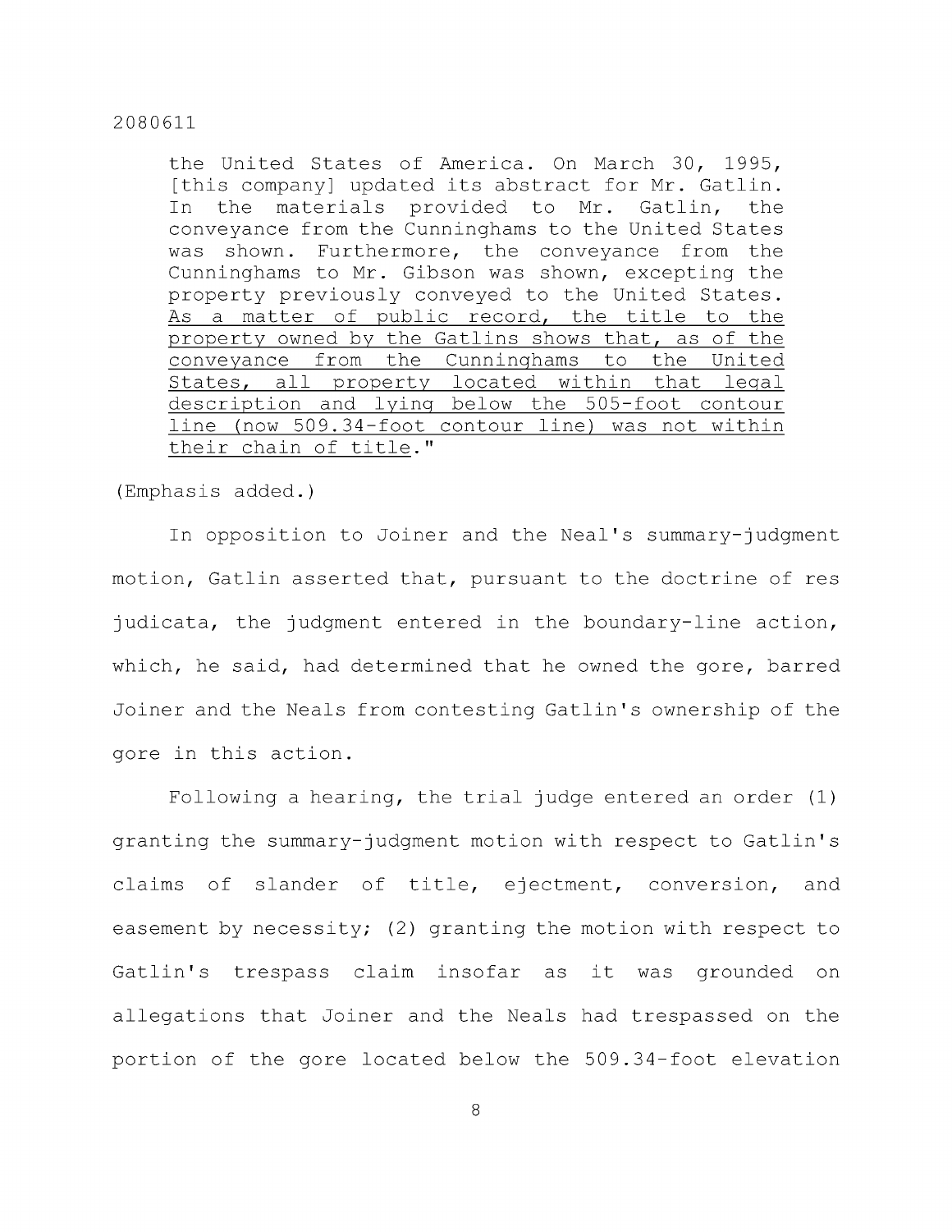> the United States of America. On March 30, 1995, [this company] updated its abstract for Mr. Gatlin. In the materials provided to Mr. Gatlin, the conveyance from the Cunninghams to the United States was shown. Furthermore, the conveyance from the Cunninghams to Mr. Gibson was shown, excepting the property previously conveyed to the United States. <u>As a matter of public record, the title to the property owned by the Gatlins shows that, as of the conveyance from the Cunninghams to the United States, all property located within that legal description and lying below the 505-foot contour line (now 509.34-foot contour line) was not within their chain of title</u>."

(Emphasis added.)

In opposition to Joiner and the Neal's summary-judgment motion, Gatlin asserted that, pursuant to the doctrine of res judicata, the judgment entered in the boundary-line action, which, he said, had determined that he owned the gore, barred Joiner and the Neals from contesting Gatlin's ownership of the gore in this action.

Following a hearing, the trial judge entered an order (1) granting the summary-judgment motion with respect to Gatlin's claims of slander of title, ejectment, conversion, and easement by necessity; (2) granting the motion with respect to Gatlin's trespass claim insofar as it was grounded on allegations that Joiner and the Neals had trespassed on the portion of the gore located below the 509.34-foot elevation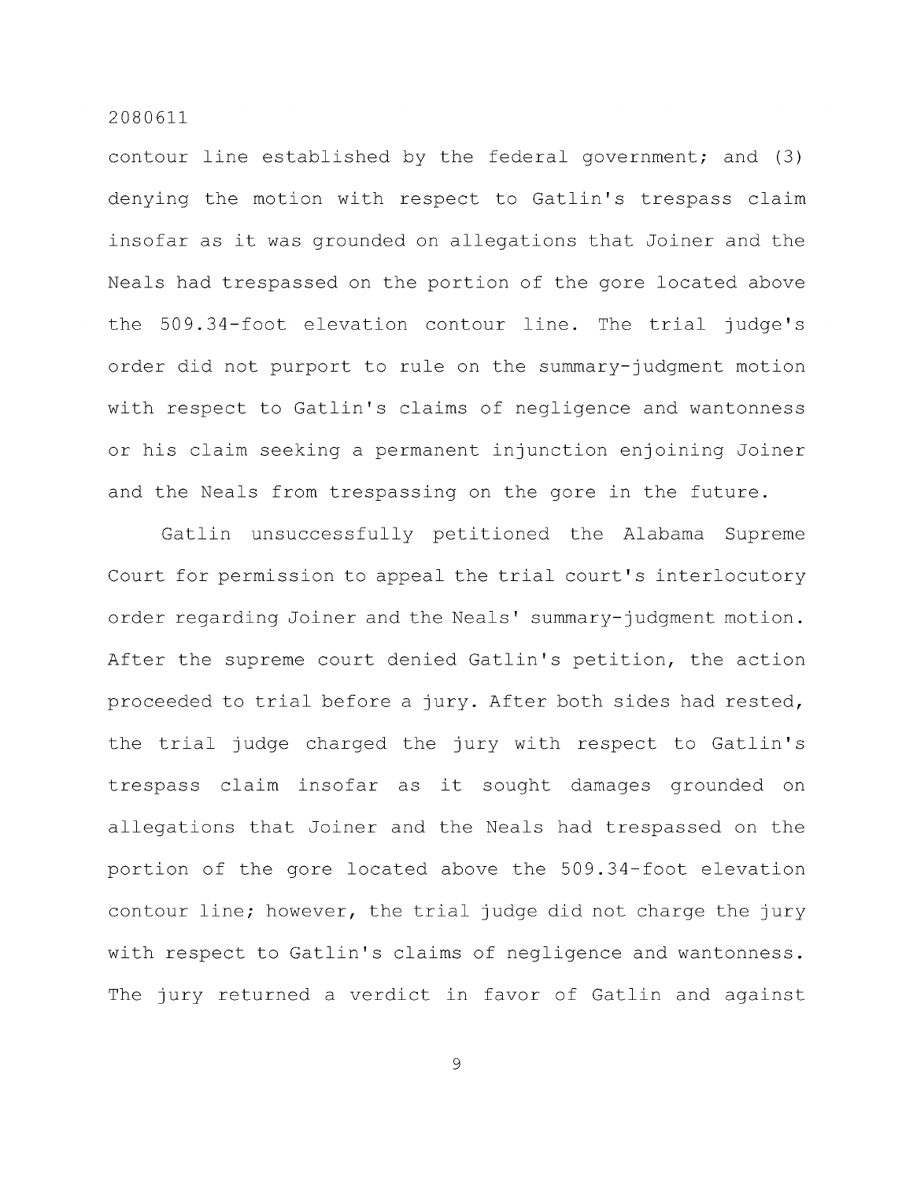contour line established by the federal government; and (3) denying the motion with respect to Gatlin's trespass claim insofar as it was grounded on allegations that Joiner and the Neals had trespassed on the portion of the gore located above the 509.34-foot elevation contour line. The trial judge's order did not purport to rule on the summary-judgment motion with respect to Gatlin's claims of negligence and wantonness or his claim seeking a permanent injunction enjoining Joiner and the Neals from trespassing on the gore in the future.

Gatlin unsuccessfully petitioned the Alabama Supreme Court for permission to appeal the trial court's interlocutory order regarding Joiner and the Neals' summary-judgment motion. After the supreme court denied Gatlin's petition, the action proceeded to trial before a jury. After both sides had rested, the trial judge charged the jury with respect to Gatlin's trespass claim insofar as it sought damages grounded on allegations that Joiner and the Neals had trespassed on the portion of the gore located above the 509.34-foot elevation contour line; however, the trial judge did not charge the jury with respect to Gatlin's claims of negligence and wantonness. The jury returned a verdict in favor of Gatlin and against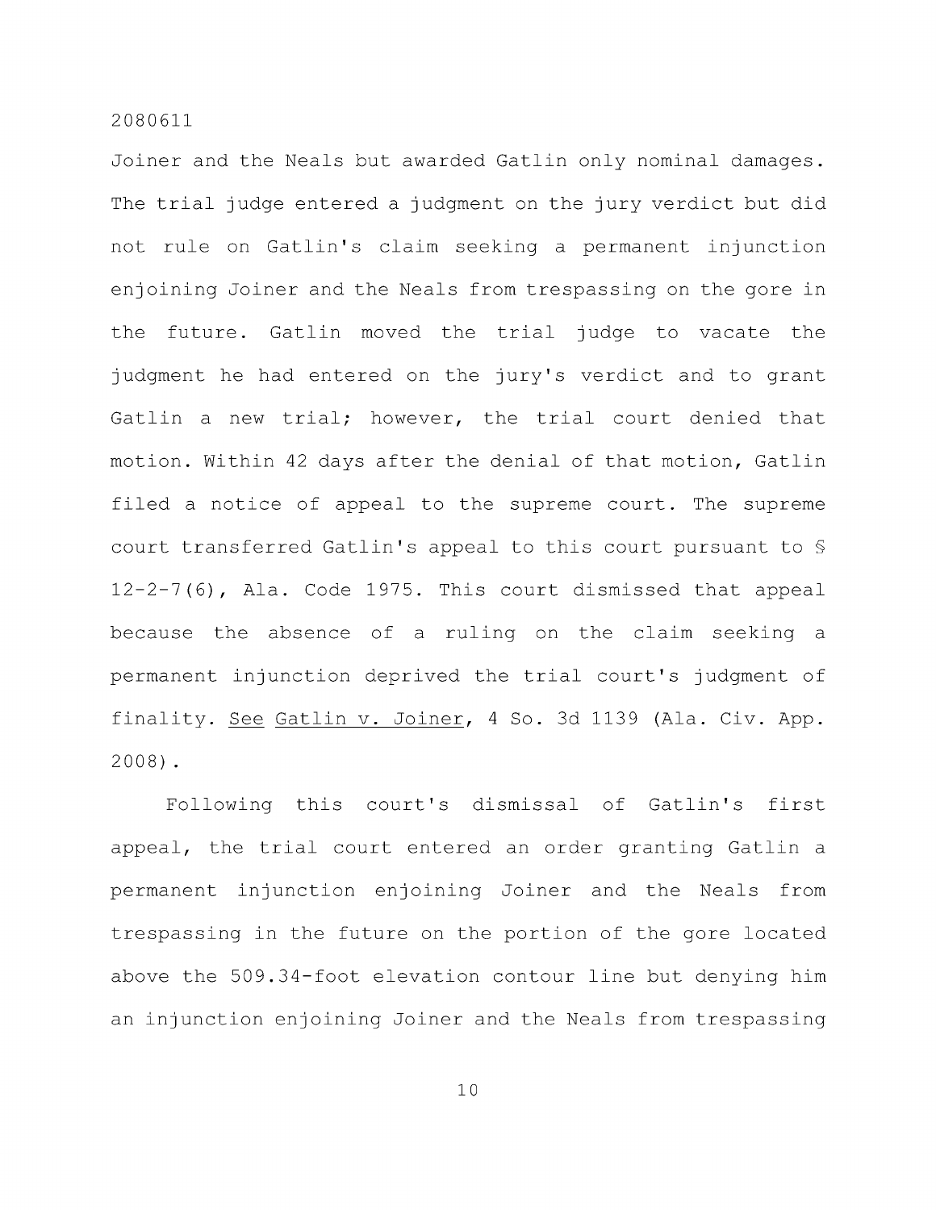Joiner and the Neals but awarded Gatlin only nominal damages. The trial judge entered a judgment on the jury verdict but did not rule on Gatlin's claim seeking a permanent injunction enjoining Joiner and the Neals from trespassing on the gore in the future. Gatlin moved the trial judge to vacate the judgment he had entered on the jury's verdict and to grant Gatlin a new trial; however, the trial court denied that motion. Within 42 days after the denial of that motion, Gatlin filed a notice of appeal to the supreme court. The supreme court transferred Gatlin's appeal to this court pursuant to § 12-2-7(6), Ala. Code 1975. This court dismissed that appeal because the absence of a ruling on the claim seeking a permanent injunction deprived the trial court's judgment of finality. See Gatlin v. Joiner, 4 So. 3d 1139 (Ala. Civ. App. 2008).

Following this court's dismissal of Gatlin's first appeal, the trial court entered an order granting Gatlin a permanent injunction enjoining Joiner and the Neals from trespassing in the future on the portion of the gore located above the 509.34-foot elevation contour line but denying him an injunction enjoining Joiner and the Neals from trespassing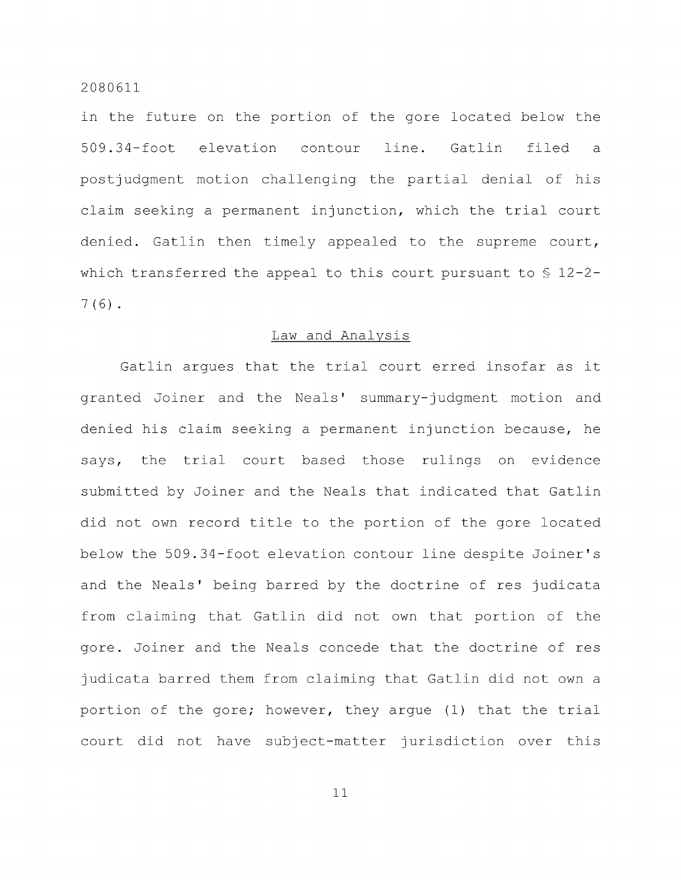in the future on the portion of the gore located below the 509.34-foot elevation contour line. Gatlin filed a postjudgment motion challenging the partial denial of his claim seeking a permanent injunction, which the trial court denied. Gatlin then timely appealed to the supreme court, which transferred the appeal to this court pursuant to § 12-2-7(6).

## Law and Analysis

Gatlin argues that the trial court erred insofar as it granted Joiner and the Neals' summary-judgment motion and denied his claim seeking a permanent injunction because, he says, the trial court based those rulings on evidence submitted by Joiner and the Neals that indicated that Gatlin did not own record title to the portion of the gore located below the 509.34-foot elevation contour line despite Joiner's and the Neals' being barred by the doctrine of res judicata from claiming that Gatlin did not own that portion of the gore. Joiner and the Neals concede that the doctrine of res judicata barred them from claiming that Gatlin did not own a portion of the gore; however, they argue (1) that the trial court did not have subject-matter jurisdiction over this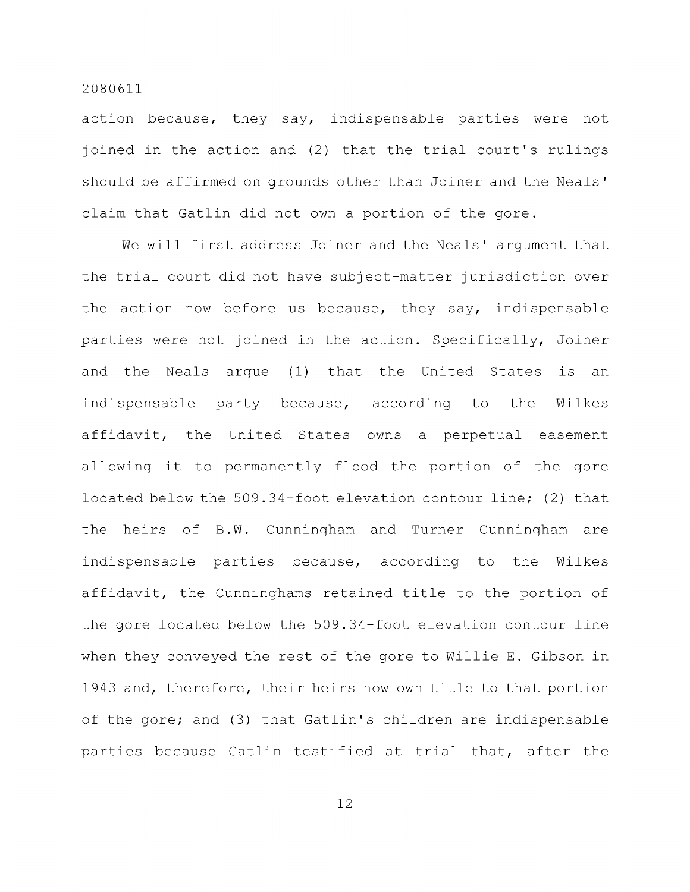action because, they say, indispensable parties were not joined in the action and (2) that the trial court's rulings should be affirmed on grounds other than Joiner and the Neals' claim that Gatlin did not own a portion of the gore.

We will first address Joiner and the Neals' argument that the trial court did not have subject-matter jurisdiction over the action now before us because, they say, indispensable parties were not joined in the action. Specifically, Joiner and the Neals argue (1) that the United States is an indispensable party because, according to the Wilkes affidavit, the United States owns a perpetual easement allowing it to permanently flood the portion of the gore located below the 509.34-foot elevation contour line; (2) that the heirs of B.W. Cunningham and Turner Cunningham are indispensable parties because, according to the Wilkes affidavit, the Cunninghams retained title to the portion of the gore located below the 509.34-foot elevation contour line when they conveyed the rest of the gore to Willie E. Gibson in 1943 and, therefore, their heirs now own title to that portion of the gore; and (3) that Gatlin's children are indispensable parties because Gatlin testified at trial that, after the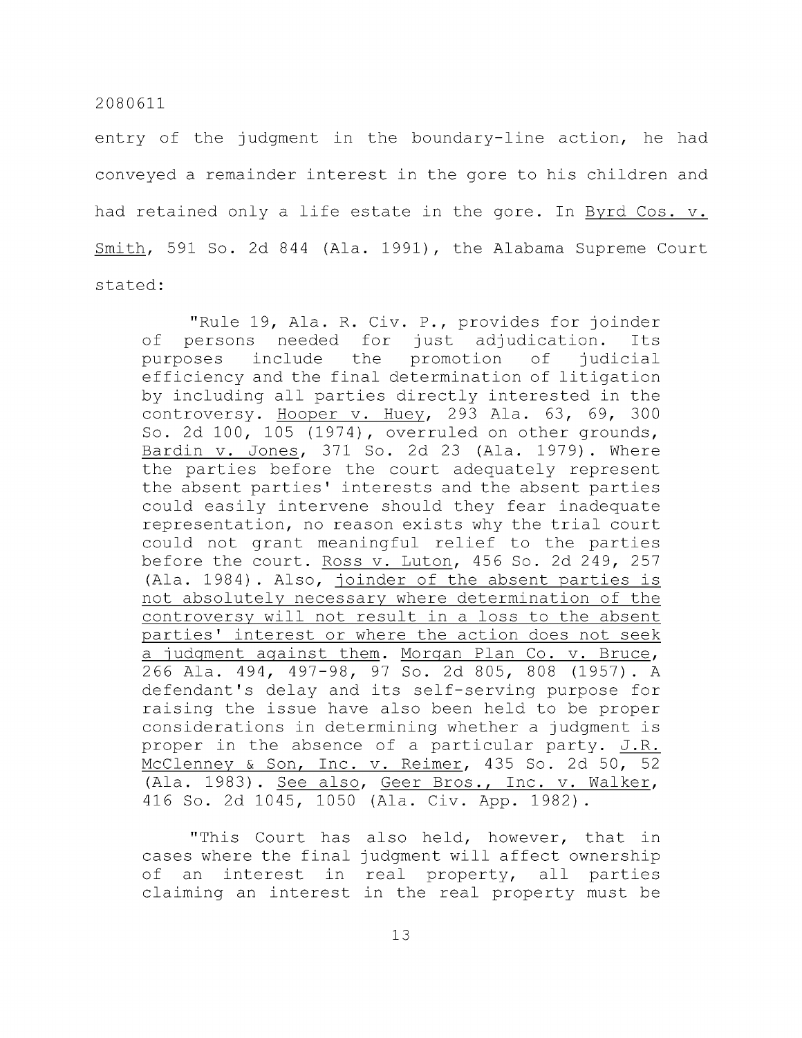entry of the judgment in the boundary-line action, he had conveyed a remainder interest in the gore to his children and had retained only a life estate in the gore. In Byrd Cos. v. Smith, 591 So. 2d 844 (Ala. 1991), the Alabama Supreme Court stated:

> "Rule 19, Ala. R. Civ. P., provides for joinder of persons needed for just adjudication. Its purposes include the promotion of judicial efficiency and the final determination of litigation by including all parties directly interested in the controversy. Hooper v. Huey, 293 Ala. 63, 69, 300 So. 2d 100, 105 (1974), overruled on other grounds, Bardin v. Jones, 371 So. 2d 23 (Ala. 1979). Where the parties before the court adequately represent the absent parties' interests and the absent parties could easily intervene should they fear inadequate representation, no reason exists why the trial court could not grant meaningful relief to the parties before the court. Ross v. Luton, 456 So. 2d 249, 257 (Ala. 1984). Also, joinder of the absent parties is not absolutely necessary where determination of the controversy will not result in a loss to the absent parties' interest or where the action does not seek a judgment against them. Morgan Plan Co. v. Bruce, 266 Ala. 494, 497-98, 97 So. 2d 805, 808 (1957). A defendant's delay and its self-serving purpose for raising the issue have also been held to be proper considerations in determining whether a judgment is proper in the absence of a particular party. J.R. McClenney & Son, Inc. v. Reimer, 435 So. 2d 50, 52 (Ala. 1983). See also, Geer Bros., Inc. v. Walker, 416 So. 2d 1045, 1050 (Ala. Civ. App. 1982).
>
> "This Court has also held, however, that in cases where the final judgment will affect ownership of an interest in real property, all parties claiming an interest in the real property must be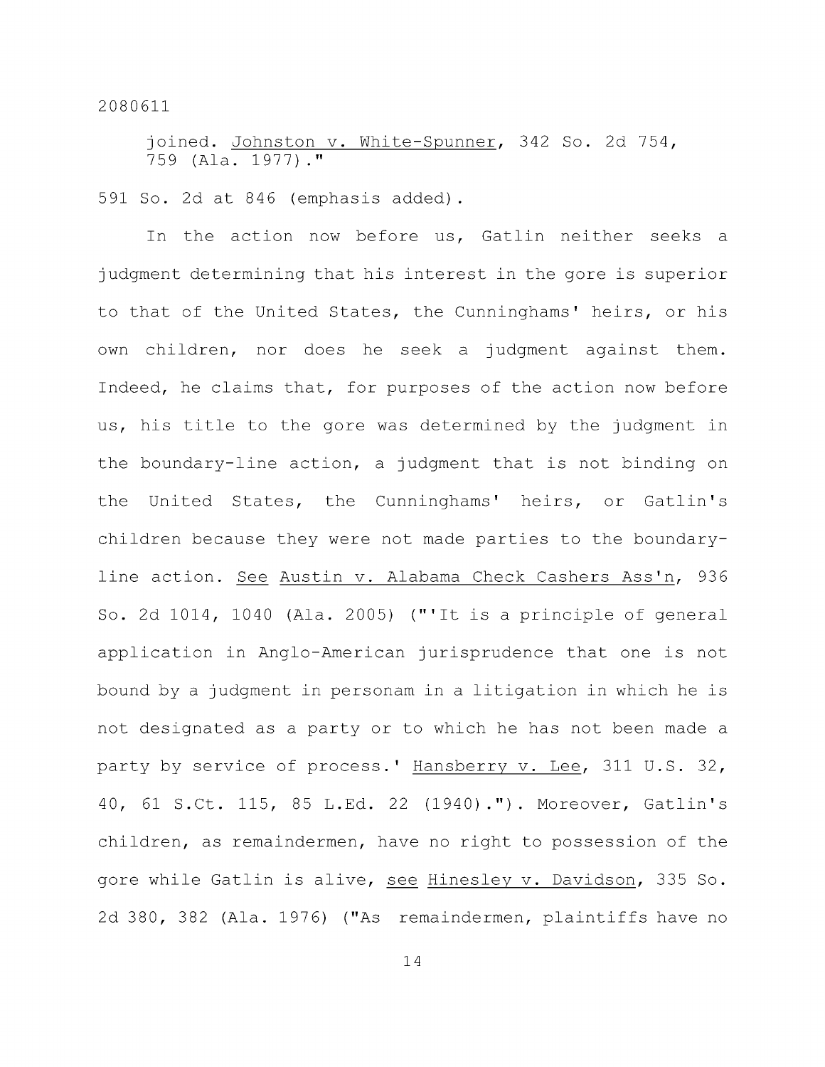joined. Johnston v. White-Spunner, 342 So. 2d 754, 759 (Ala. 1977)."

591 So. 2d at 846 (emphasis added).

In the action now before us, Gatlin neither seeks a judgment determining that his interest in the gore is superior to that of the United States, the Cunninghams' heirs, or his own children, nor does he seek a judgment against them. Indeed, he claims that, for purposes of the action now before us, his title to the gore was determined by the judgment in the boundary-line action, a judgment that is not binding on the United States, the Cunninghams' heirs, or Gatlin's children because they were not made parties to the boundary-line action. See Austin v. Alabama Check Cashers Ass'n, 936 So. 2d 1014, 1040 (Ala. 2005) ("'It is a principle of general application in Anglo-American jurisprudence that one is not bound by a judgment in personam in a litigation in which he is not designated as a party or to which he has not been made a party by service of process.' Hansberry v. Lee, 311 U.S. 32, 40, 61 S.Ct. 115, 85 L.Ed. 22 (1940)."). Moreover, Gatlin's children, as remaindermen, have no right to possession of the gore while Gatlin is alive, see Hinesley v. Davidson, 335 So. 2d 380, 382 (Ala. 1976) ("As remaindermen, plaintiffs have no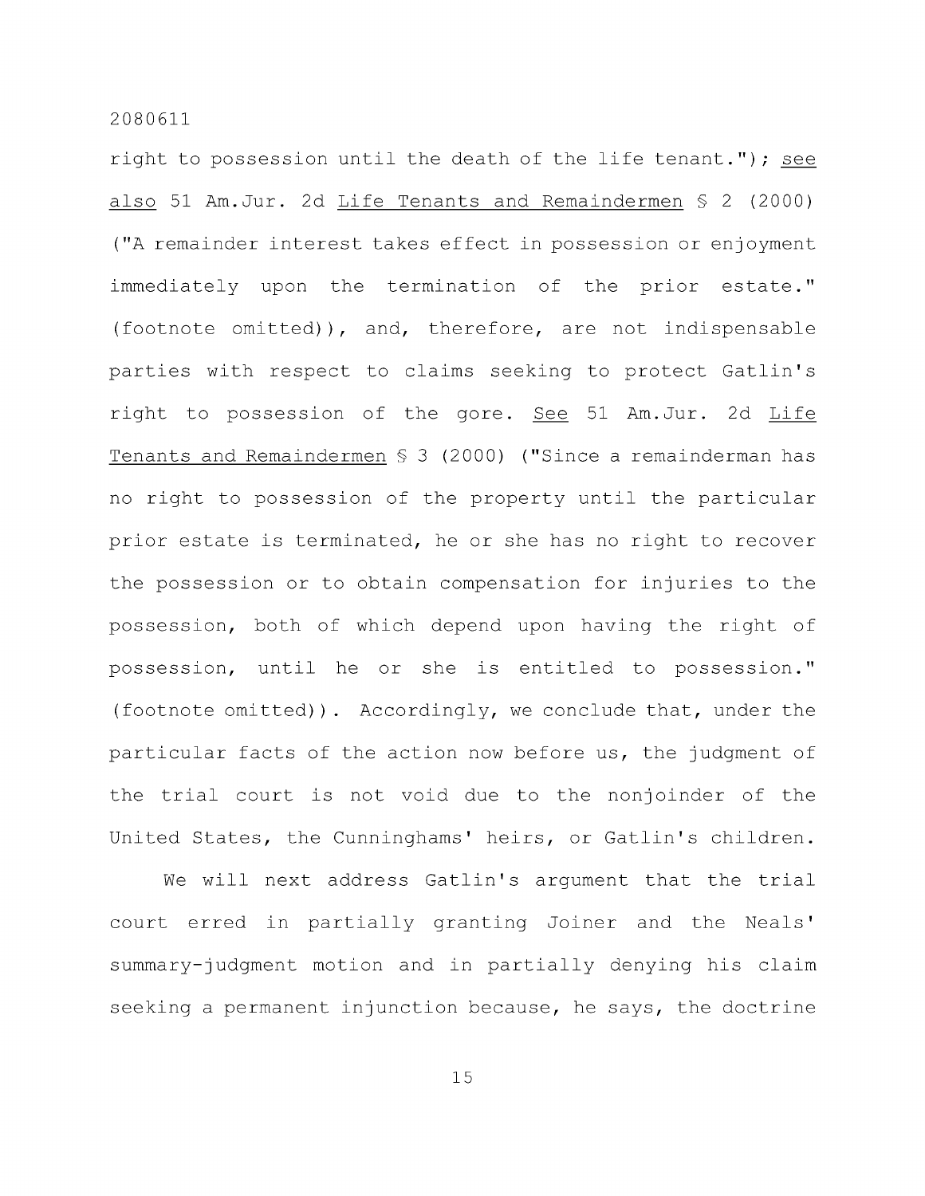right to possession until the death of the life tenant."); _see also_ 51 Am.Jur. 2d _Life Tenants and Remaindermen_ § 2 (2000) ("A remainder interest takes effect in possession or enjoyment immediately upon the termination of the prior estate." (footnote omitted)), and, therefore, are not indispensable parties with respect to claims seeking to protect Gatlin's right to possession of the gore. _See_ 51 Am.Jur. 2d _Life Tenants and Remaindermen_ § 3 (2000) ("Since a remainderman has no right to possession of the property until the particular prior estate is terminated, he or she has no right to recover the possession or to obtain compensation for injuries to the possession, both of which depend upon having the right of possession, until he or she is entitled to possession." (footnote omitted)). Accordingly, we conclude that, under the particular facts of the action now before us, the judgment of the trial court is not void due to the nonjoinder of the United States, the Cunninghams' heirs, or Gatlin's children.

We will next address Gatlin's argument that the trial court erred in partially granting Joiner and the Neals' summary-judgment motion and in partially denying his claim seeking a permanent injunction because, he says, the doctrine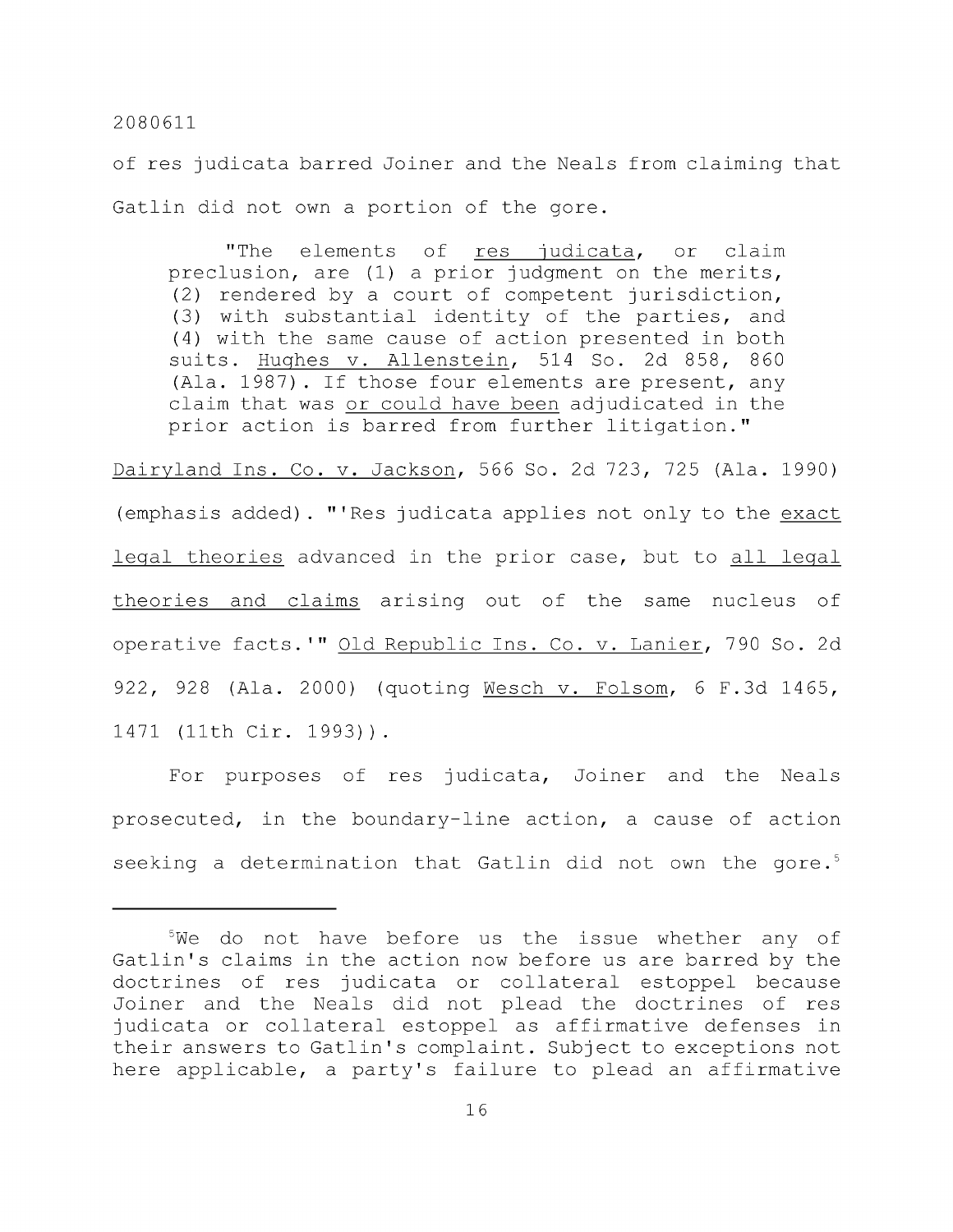of res judicata barred Joiner and the Neals from claiming that Gatlin did not own a portion of the gore.

> "The elements of res judicata, or claim preclusion, are (1) a prior judgment on the merits, (2) rendered by a court of competent jurisdiction, (3) with substantial identity of the parties, and (4) with the same cause of action presented in both suits. Hughes v. Allenstein, 514 So. 2d 858, 860 (Ala. 1987). If those four elements are present, any claim that was or could have been adjudicated in the prior action is barred from further litigation."

Dairyland Ins. Co. v. Jackson, 566 So. 2d 723, 725 (Ala. 1990) (emphasis added). "'Res judicata applies not only to the exact legal theories advanced in the prior case, but to all legal theories and claims arising out of the same nucleus of operative facts.'" Old Republic Ins. Co. v. Lanier, 790 So. 2d 922, 928 (Ala. 2000) (quoting Wesch v. Folsom, 6 F.3d 1465, 1471 (11th Cir. 1993)).

For purposes of res judicata, Joiner and the Neals prosecuted, in the boundary-line action, a cause of action seeking a determination that Gatlin did not own the gore.[5]

---

[5]We do not have before us the issue whether any of Gatlin's claims in the action now before us are barred by the doctrines of res judicata or collateral estoppel because Joiner and the Neals did not plead the doctrines of res judicata or collateral estoppel as affirmative defenses in their answers to Gatlin's complaint. Subject to exceptions not here applicable, a party's failure to plead an affirmative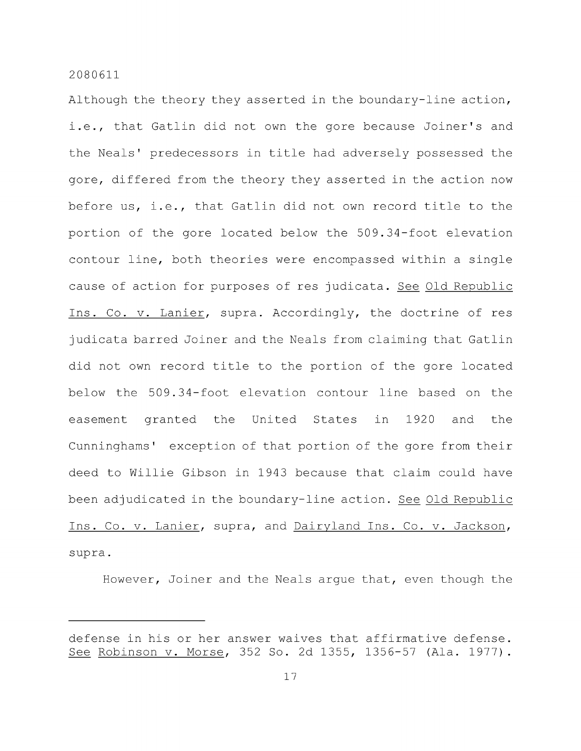Although the theory they asserted in the boundary-line action, i.e., that Gatlin did not own the gore because Joiner's and the Neals' predecessors in title had adversely possessed the gore, differed from the theory they asserted in the action now before us, i.e., that Gatlin did not own record title to the portion of the gore located below the 509.34-foot elevation contour line, both theories were encompassed within a single cause of action for purposes of res judicata. See Old Republic Ins. Co. v. Lanier, supra. Accordingly, the doctrine of res judicata barred Joiner and the Neals from claiming that Gatlin did not own record title to the portion of the gore located below the 509.34-foot elevation contour line based on the easement granted the United States in 1920 and the Cunninghams' exception of that portion of the gore from their deed to Willie Gibson in 1943 because that claim could have been adjudicated in the boundary-line action. See Old Republic Ins. Co. v. Lanier, supra, and Dairyland Ins. Co. v. Jackson, supra.

However, Joiner and the Neals argue that, even though the

---

defense in his or her answer waives that affirmative defense. See Robinson v. Morse, 352 So. 2d 1355, 1356-57 (Ala. 1977).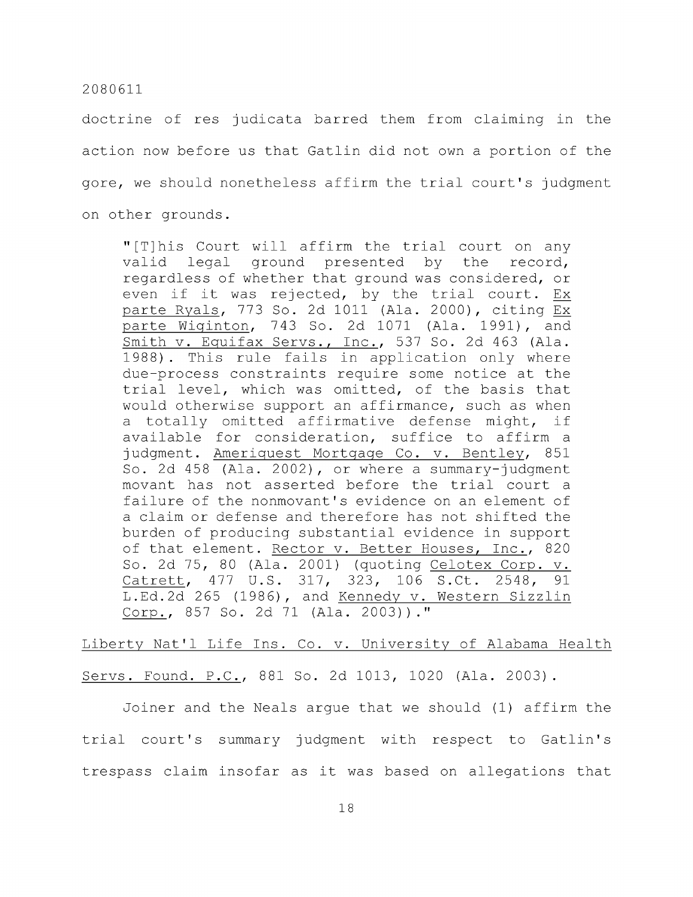doctrine of res judicata barred them from claiming in the action now before us that Gatlin did not own a portion of the gore, we should nonetheless affirm the trial court's judgment on other grounds.

> "[T]his Court will affirm the trial court on any valid legal ground presented by the record, regardless of whether that ground was considered, or even if it was rejected, by the trial court. Ex parte Ryals, 773 So. 2d 1011 (Ala. 2000), citing Ex parte Wiginton, 743 So. 2d 1071 (Ala. 1991), and Smith v. Equifax Servs., Inc., 537 So. 2d 463 (Ala. 1988). This rule fails in application only where due-process constraints require some notice at the trial level, which was omitted, of the basis that would otherwise support an affirmance, such as when a totally omitted affirmative defense might, if available for consideration, suffice to affirm a judgment. Ameriquest Mortgage Co. v. Bentley, 851 So. 2d 458 (Ala. 2002), or where a summary-judgment movant has not asserted before the trial court a failure of the nonmovant's evidence on an element of a claim or defense and therefore has not shifted the burden of producing substantial evidence in support of that element. Rector v. Better Houses, Inc., 820 So. 2d 75, 80 (Ala. 2001) (quoting Celotex Corp. v. Catrett, 477 U.S. 317, 323, 106 S.Ct. 2548, 91 L.Ed.2d 265 (1986), and Kennedy v. Western Sizzlin Corp., 857 So. 2d 71 (Ala. 2003))."

Liberty Nat'l Life Ins. Co. v. University of Alabama Health Servs. Found. P.C., 881 So. 2d 1013, 1020 (Ala. 2003).

Joiner and the Neals argue that we should (1) affirm the trial court's summary judgment with respect to Gatlin's trespass claim insofar as it was based on allegations that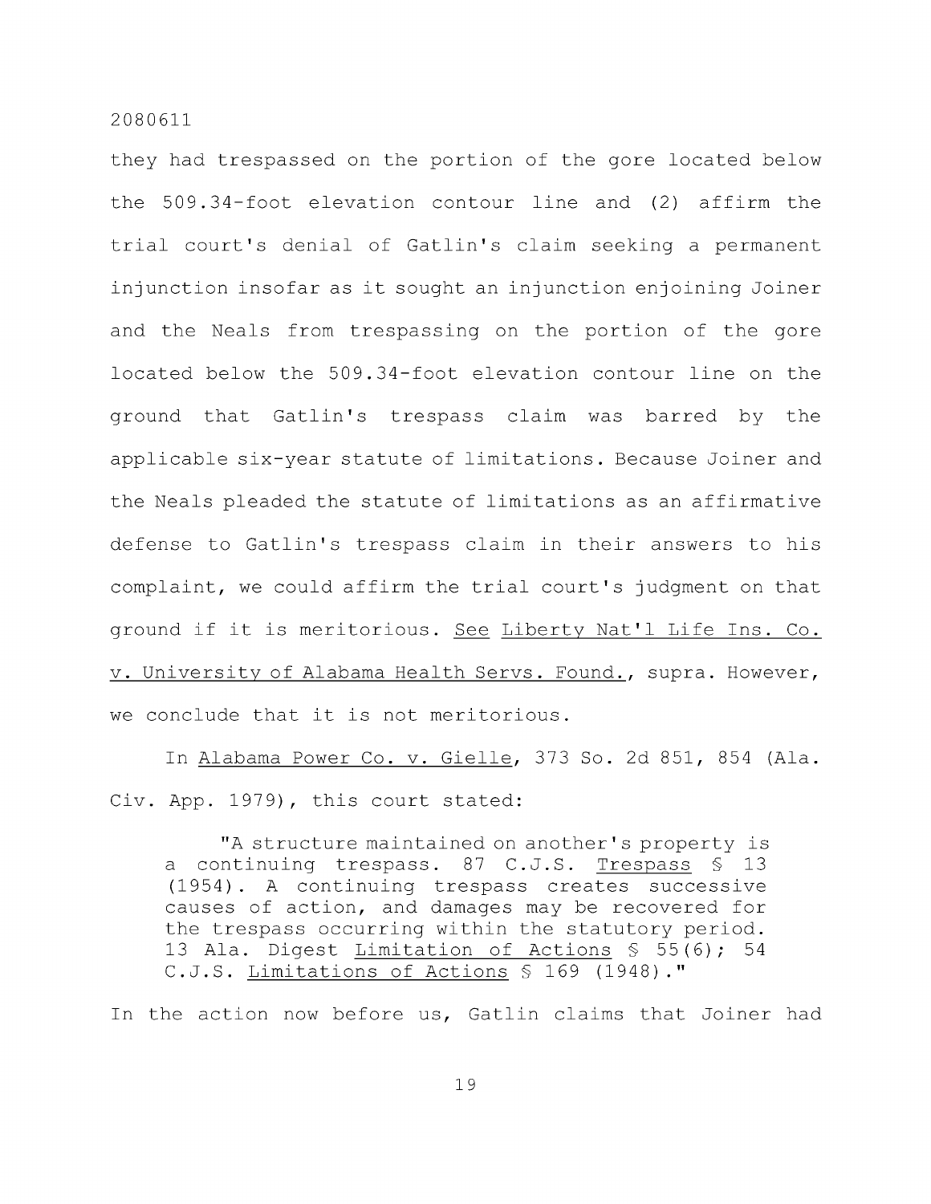they had trespassed on the portion of the gore located below the 509.34-foot elevation contour line and (2) affirm the trial court's denial of Gatlin's claim seeking a permanent injunction insofar as it sought an injunction enjoining Joiner and the Neals from trespassing on the portion of the gore located below the 509.34-foot elevation contour line on the ground that Gatlin's trespass claim was barred by the applicable six-year statute of limitations. Because Joiner and the Neals pleaded the statute of limitations as an affirmative defense to Gatlin's trespass claim in their answers to his complaint, we could affirm the trial court's judgment on that ground if it is meritorious. See Liberty Nat'l Life Ins. Co. v. University of Alabama Health Servs. Found., supra. However, we conclude that it is not meritorious.

In Alabama Power Co. v. Gielle, 373 So. 2d 851, 854 (Ala. Civ. App. 1979), this court stated:

> "A structure maintained on another's property is a continuing trespass. 87 C.J.S. Trespass § 13 (1954). A continuing trespass creates successive causes of action, and damages may be recovered for the trespass occurring within the statutory period. 13 Ala. Digest Limitation of Actions § 55(6); 54 C.J.S. Limitations of Actions § 169 (1948)."

In the action now before us, Gatlin claims that Joiner had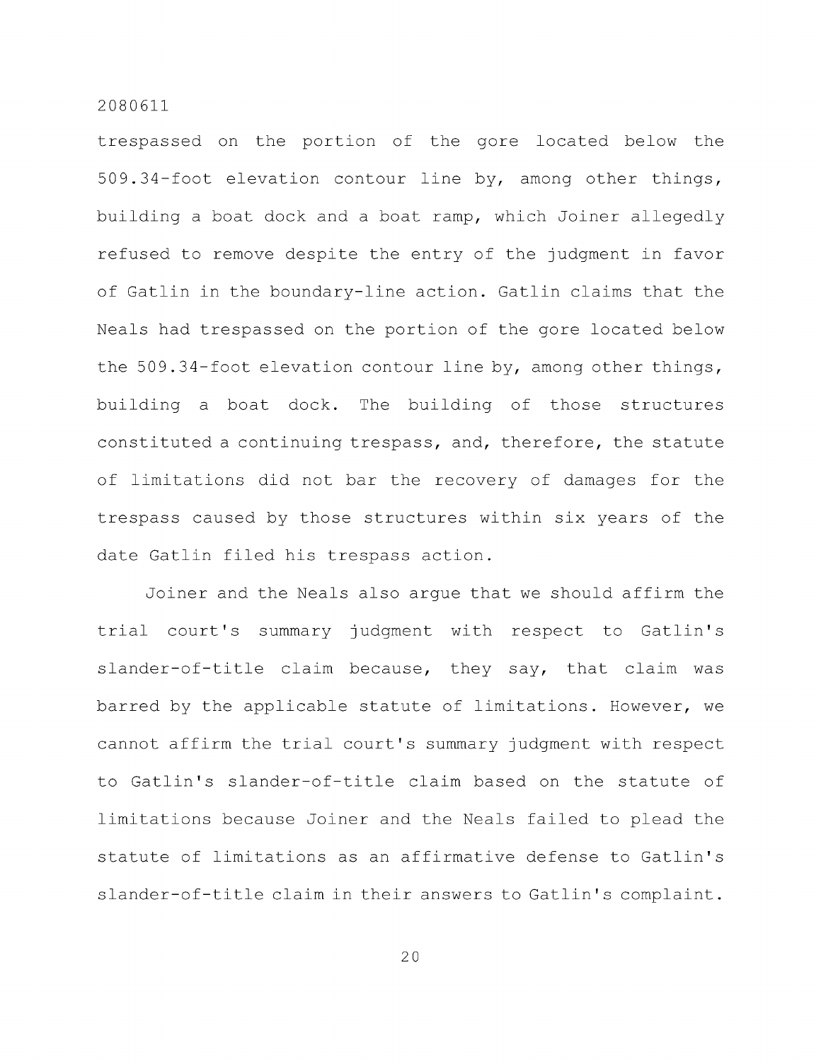trespassed on the portion of the gore located below the 509.34-foot elevation contour line by, among other things, building a boat dock and a boat ramp, which Joiner allegedly refused to remove despite the entry of the judgment in favor of Gatlin in the boundary-line action. Gatlin claims that the Neals had trespassed on the portion of the gore located below the 509.34-foot elevation contour line by, among other things, building a boat dock. The building of those structures constituted a continuing trespass, and, therefore, the statute of limitations did not bar the recovery of damages for the trespass caused by those structures within six years of the date Gatlin filed his trespass action.

Joiner and the Neals also argue that we should affirm the trial court's summary judgment with respect to Gatlin's slander-of-title claim because, they say, that claim was barred by the applicable statute of limitations. However, we cannot affirm the trial court's summary judgment with respect to Gatlin's slander-of-title claim based on the statute of limitations because Joiner and the Neals failed to plead the statute of limitations as an affirmative defense to Gatlin's slander-of-title claim in their answers to Gatlin's complaint.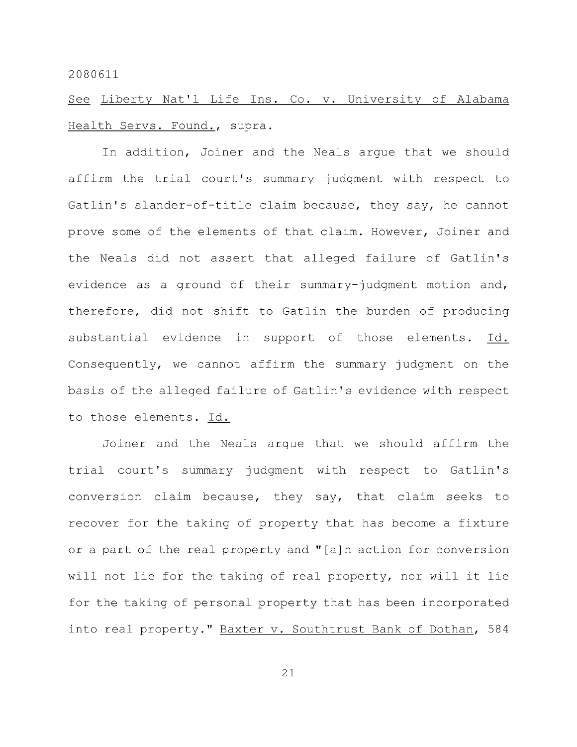See Liberty Nat'l Life Ins. Co. v. University of Alabama Health Servs. Found., supra.

In addition, Joiner and the Neals argue that we should affirm the trial court's summary judgment with respect to Gatlin's slander-of-title claim because, they say, he cannot prove some of the elements of that claim. However, Joiner and the Neals did not assert that alleged failure of Gatlin's evidence as a ground of their summary-judgment motion and, therefore, did not shift to Gatlin the burden of producing substantial evidence in support of those elements. Id. Consequently, we cannot affirm the summary judgment on the basis of the alleged failure of Gatlin's evidence with respect to those elements. Id.

Joiner and the Neals argue that we should affirm the trial court's summary judgment with respect to Gatlin's conversion claim because, they say, that claim seeks to recover for the taking of property that has become a fixture or a part of the real property and "[a]n action for conversion will not lie for the taking of real property, nor will it lie for the taking of personal property that has been incorporated into real property." Baxter v. Southtrust Bank of Dothan, 584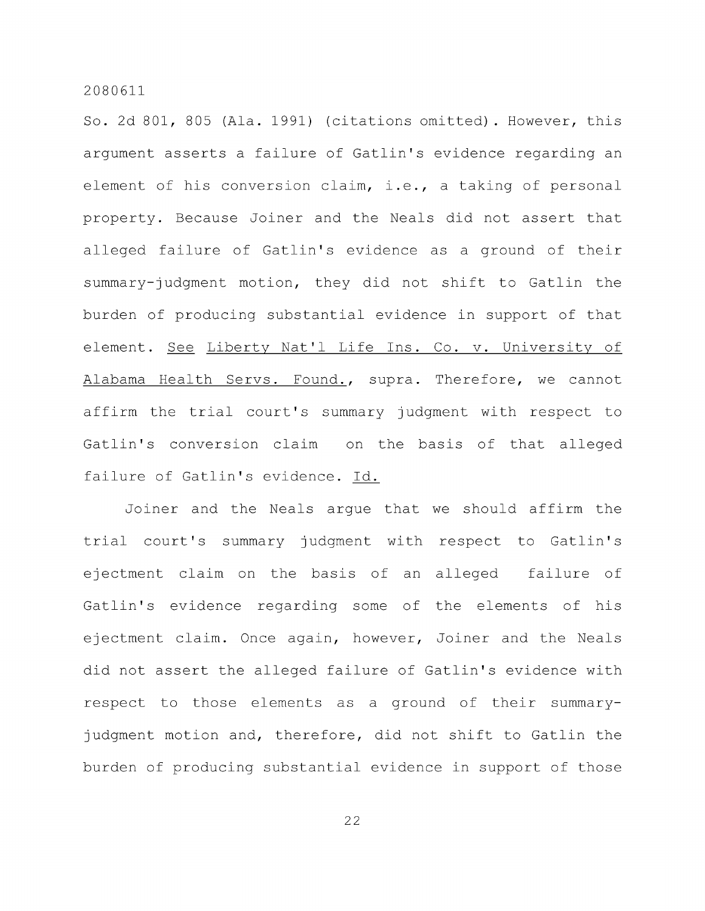So. 2d 801, 805 (Ala. 1991) (citations omitted). However, this argument asserts a failure of Gatlin's evidence regarding an element of his conversion claim, i.e., a taking of personal property. Because Joiner and the Neals did not assert that alleged failure of Gatlin's evidence as a ground of their summary-judgment motion, they did not shift to Gatlin the burden of producing substantial evidence in support of that element. See Liberty Nat'l Life Ins. Co. v. University of Alabama Health Servs. Found., supra. Therefore, we cannot affirm the trial court's summary judgment with respect to Gatlin's conversion claim on the basis of that alleged failure of Gatlin's evidence. Id.

Joiner and the Neals argue that we should affirm the trial court's summary judgment with respect to Gatlin's ejectment claim on the basis of an alleged failure of Gatlin's evidence regarding some of the elements of his ejectment claim. Once again, however, Joiner and the Neals did not assert the alleged failure of Gatlin's evidence with respect to those elements as a ground of their summary-judgment motion and, therefore, did not shift to Gatlin the burden of producing substantial evidence in support of those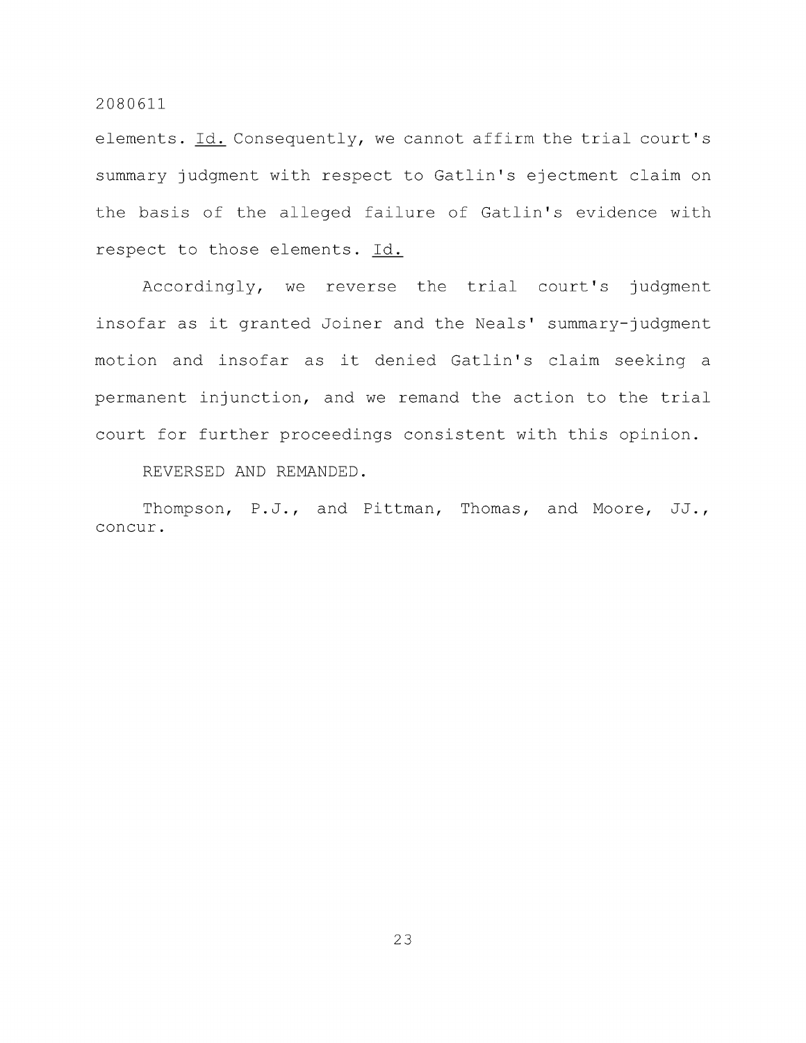elements. _Id._ Consequently, we cannot affirm the trial court's summary judgment with respect to Gatlin's ejectment claim on the basis of the alleged failure of Gatlin's evidence with respect to those elements. _Id._

Accordingly, we reverse the trial court's judgment insofar as it granted Joiner and the Neals' summary-judgment motion and insofar as it denied Gatlin's claim seeking a permanent injunction, and we remand the action to the trial court for further proceedings consistent with this opinion.

REVERSED AND REMANDED.

Thompson, P.J., and Pittman, Thomas, and Moore, JJ., concur.